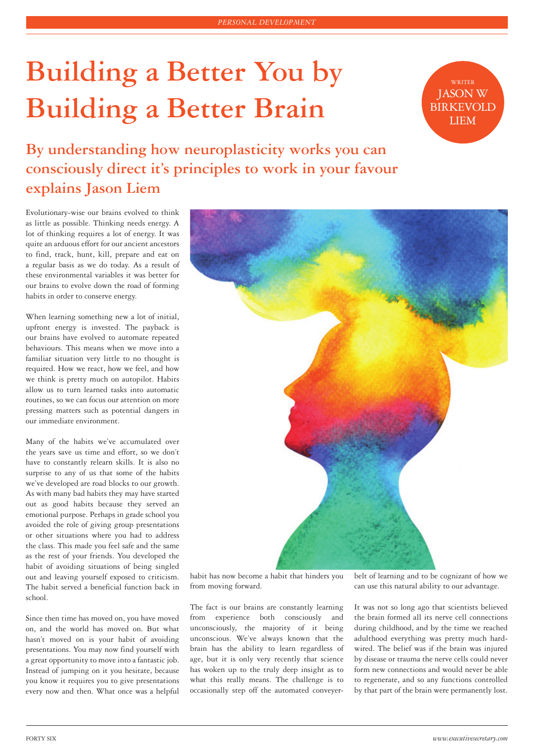# Building a Better You by Building a Better Brain

WRITER
JASON W BIRKEVOLD LIEM

## By understanding how neuroplasticity works you can consciously direct it's principles to work in your favour explains Jason Liem

Evolutionary-wise our brains evolved to think as little as possible. Thinking needs energy. A lot of thinking requires a lot of energy. It was quite an arduous effort for our ancient ancestors to find, track, hunt, kill, prepare and eat on a regular basis as we do today. As a result of these environmental variables it was better for our brains to evolve down the road of forming habits in order to conserve energy.

When learning something new a lot of initial, upfront energy is invested. The payback is our brains have evolved to automate repeated behaviours. This means when we move into a familiar situation very little to no thought is required. How we react, how we feel, and how we think is pretty much on autopilot. Habits allow us to turn learned tasks into automatic routines, so we can focus our attention on more pressing matters such as potential dangers in our immediate environment.

Many of the habits we've accumulated over the years save us time and effort, so we don't have to constantly relearn skills. It is also no surprise to any of us that some of the habits we've developed are road blocks to our growth. As with many bad habits they may have started out as good habits because they served an emotional purpose. Perhaps in grade school you avoided the role of giving group presentations or other situations where you had to address the class. This made you feel safe and the same as the rest of your friends. You developed the habit of avoiding situations of being singled out and leaving yourself exposed to criticism. The habit served a beneficial function back in school.

Since then time has moved on, you have moved on, and the world has moved on. But what hasn't moved on is your habit of avoiding presentations. You may now find yourself with a great opportunity to move into a fantastic job. Instead of jumping on it you hesitate, because you know it requires you to give presentations every now and then. What once was a helpful habit has now become a habit that hinders you from moving forward.

The fact is our brains are constantly learning from experience both consciously and unconsciously, the majority of it being unconscious. We've always known that the brain has the ability to learn regardless of age, but it is only very recently that science has woken up to the truly deep insight as to what this really means. The challenge is to occasionally step off the automated conveyer-belt of learning and to be cognizant of how we can use this natural ability to our advantage.

It was not so long ago that scientists believed the brain formed all its nerve cell connections during childhood, and by the time we reached adulthood everything was pretty much hard-wired. The belief was if the brain was injured by disease or trauma the nerve cells could never form new connections and would never be able to regenerate, and so any functions controlled by that part of the brain were permanently lost.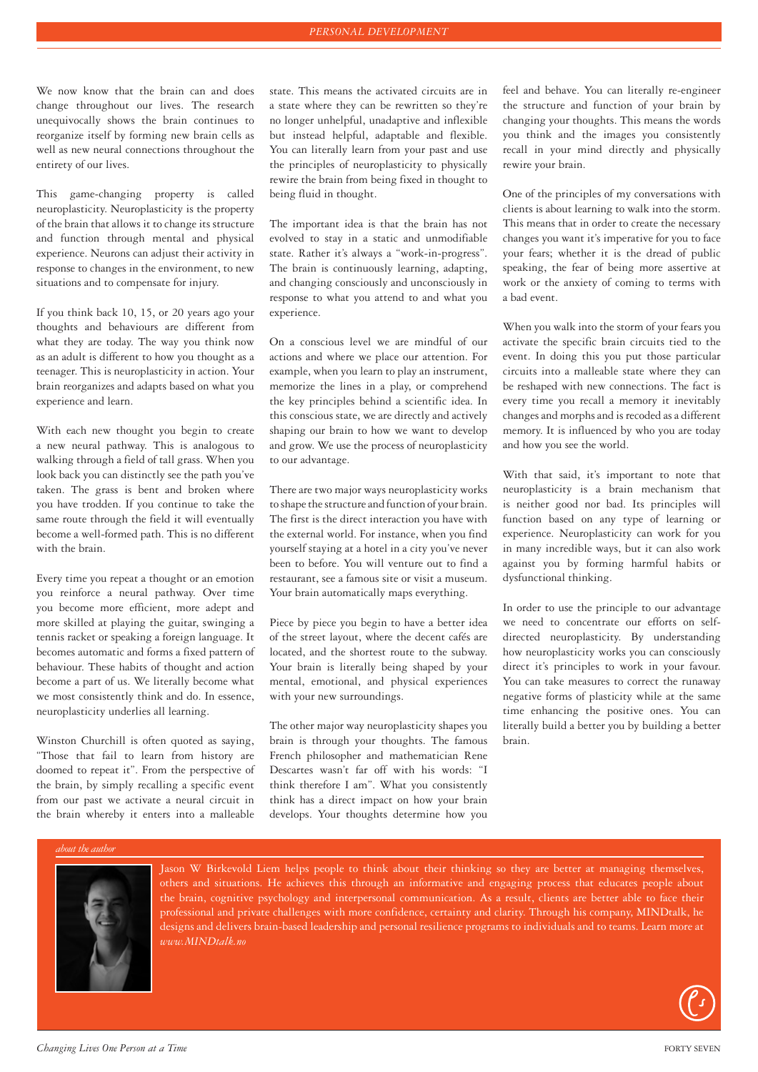We now know that the brain can and does change throughout our lives. The research unequivocally shows the brain continues to reorganize itself by forming new brain cells as well as new neural connections throughout the entirety of our lives.

This game-changing property is called neuroplasticity. Neuroplasticity is the property of the brain that allows it to change its structure and function through mental and physical experience. Neurons can adjust their activity in response to changes in the environment, to new situations and to compensate for injury.

If you think back 10, 15, or 20 years ago your thoughts and behaviours are different from what they are today. The way you think now as an adult is different to how you thought as a teenager. This is neuroplasticity in action. Your brain reorganizes and adapts based on what you experience and learn.

With each new thought you begin to create a new neural pathway. This is analogous to walking through a field of tall grass. When you look back you can distinctly see the path you've taken. The grass is bent and broken where you have trodden. If you continue to take the same route through the field it will eventually become a well-formed path. This is no different with the brain.

Every time you repeat a thought or an emotion you reinforce a neural pathway. Over time you become more efficient, more adept and more skilled at playing the guitar, swinging a tennis racket or speaking a foreign language. It becomes automatic and forms a fixed pattern of behaviour. These habits of thought and action become a part of us. We literally become what we most consistently think and do. In essence, neuroplasticity underlies all learning.

Winston Churchill is often quoted as saying, "Those that fail to learn from history are doomed to repeat it". From the perspective of the brain, by simply recalling a specific event from our past we activate a neural circuit in the brain whereby it enters into a malleable state. This means the activated circuits are in a state where they can be rewritten so they're no longer unhelpful, unadaptive and inflexible but instead helpful, adaptable and flexible. You can literally learn from your past and use the principles of neuroplasticity to physically rewire the brain from being fixed in thought to being fluid in thought.

The important idea is that the brain has not evolved to stay in a static and unmodifiable state. Rather it's always a "work-in-progress". The brain is continuously learning, adapting, and changing consciously and unconsciously in response to what you attend to and what you experience.

On a conscious level we are mindful of our actions and where we place our attention. For example, when you learn to play an instrument, memorize the lines in a play, or comprehend the key principles behind a scientific idea. In this conscious state, we are directly and actively shaping our brain to how we want to develop and grow. We use the process of neuroplasticity to our advantage.

There are two major ways neuroplasticity works to shape the structure and function of your brain. The first is the direct interaction you have with the external world. For instance, when you find yourself staying at a hotel in a city you've never been to before. You will venture out to find a restaurant, see a famous site or visit a museum. Your brain automatically maps everything.

Piece by piece you begin to have a better idea of the street layout, where the decent cafés are located, and the shortest route to the subway. Your brain is literally being shaped by your mental, emotional, and physical experiences with your new surroundings.

The other major way neuroplasticity shapes you brain is through your thoughts. The famous French philosopher and mathematician Rene Descartes wasn't far off with his words: "I think therefore I am". What you consistently think has a direct impact on how your brain develops. Your thoughts determine how you feel and behave. You can literally re-engineer the structure and function of your brain by changing your thoughts. This means the words you think and the images you consistently recall in your mind directly and physically rewire your brain.

One of the principles of my conversations with clients is about learning to walk into the storm. This means that in order to create the necessary changes you want it's imperative for you to face your fears; whether it is the dread of public speaking, the fear of being more assertive at work or the anxiety of coming to terms with a bad event.

When you walk into the storm of your fears you activate the specific brain circuits tied to the event. In doing this you put those particular circuits into a malleable state where they can be reshaped with new connections. The fact is every time you recall a memory it inevitably changes and morphs and is recoded as a different memory. It is influenced by who you are today and how you see the world.

With that said, it's important to note that neuroplasticity is a brain mechanism that is neither good nor bad. Its principles will function based on any type of learning or experience. Neuroplasticity can work for you in many incredible ways, but it can also work against you by forming harmful habits or dysfunctional thinking.

In order to use the principle to our advantage we need to concentrate our efforts on self-directed neuroplasticity. By understanding how neuroplasticity works you can consciously direct it's principles to work in your favour. You can take measures to correct the runaway negative forms of plasticity while at the same time enhancing the positive ones. You can literally build a better you by building a better brain.

*about the author*

Jason W Birkevold Liem helps people to think about their thinking so they are better at managing themselves, others and situations. He achieves this through an informative and engaging process that educates people about the brain, cognitive psychology and interpersonal communication. As a result, clients are better able to face their professional and private challenges with more confidence, certainty and clarity. Through his company, MINDtalk, he designs and delivers brain-based leadership and personal resilience programs to individuals and to teams. Learn more at *www.MINDtalk.no*